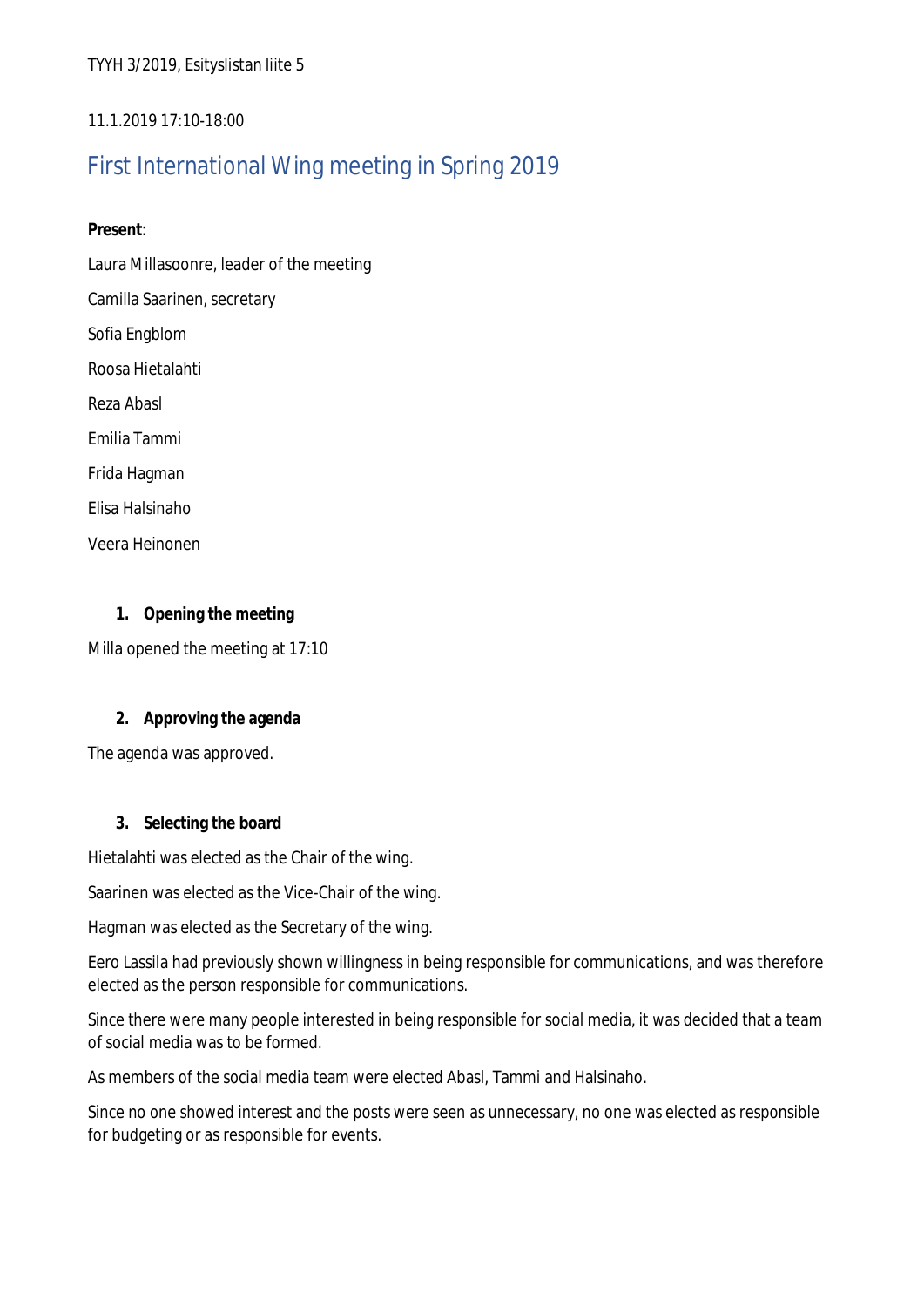TYYH 3/2019, Esityslistan liite 5

11.1.2019 17:10-18:00

# First International Wing meeting in Spring 2019

**Present**:

Laura Millasoonre, leader of the meeting

Camilla Saarinen, secretary

Sofia Engblom

Roosa Hietalahti

Reza Abasl

Emilia Tammi

Frida Hagman

Elisa Halsinaho

Veera Heinonen

1. **Opening the meeting**

Milla opened the meeting at 17:10

2. **Approving the agenda**

The agenda was approved.

3. **Selecting the board**

Hietalahti was elected as the Chair of the wing.

Saarinen was elected as the Vice-Chair of the wing.

Hagman was elected as the Secretary of the wing.

Eero Lassila had previously shown willingness in being responsible for communications, and was therefore elected as the person responsible for communications.

Since there were many people interested in being responsible for social media, it was decided that a team of social media was to be formed.

As members of the social media team were elected Abasl, Tammi and Halsinaho.

Since no one showed interest and the posts were seen as unnecessary, no one was elected as responsible for budgeting or as responsible for events.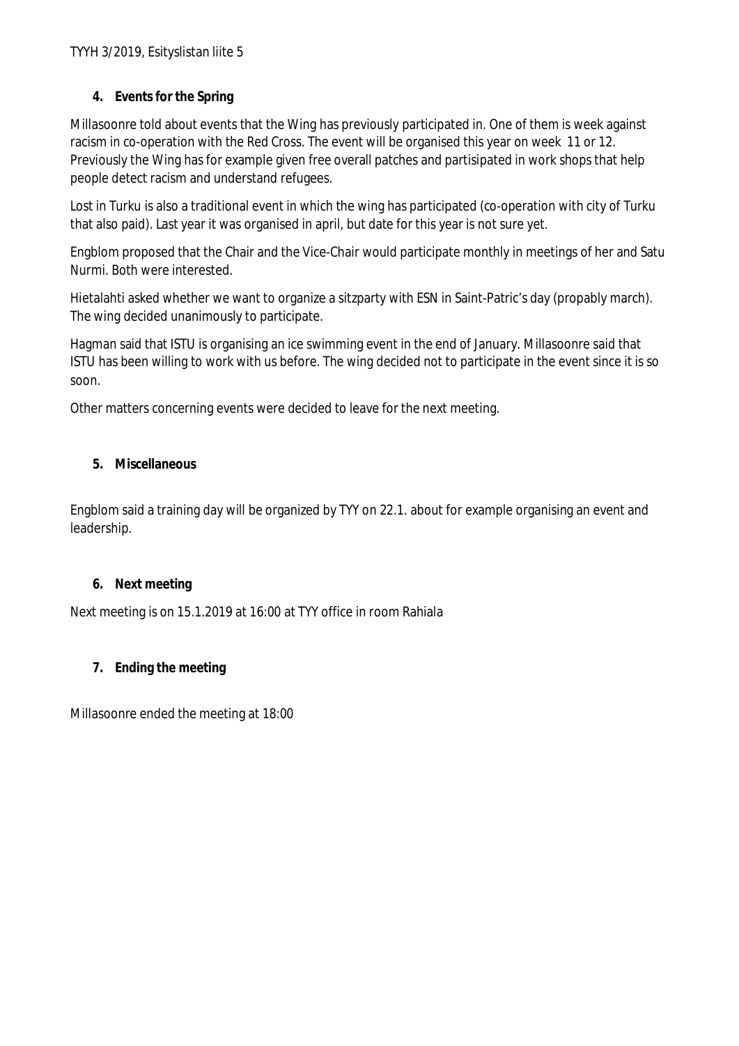**4. Events for the Spring**

Millasoonre told about events that the Wing has previously participated in. One of them is week against racism in co-operation with the Red Cross. The event will be organised this year on week 11 or 12. Previously the Wing has for example given free overall patches and partisipated in work shops that help people detect racism and understand refugees.

Lost in Turku is also a traditional event in which the wing has participated (co-operation with city of Turku that also paid). Last year it was organised in april, but date for this year is not sure yet.

Engblom proposed that the Chair and the Vice-Chair would participate monthly in meetings of her and Satu Nurmi. Both were interested.

Hietalahti asked whether we want to organize a sitzparty with ESN in Saint-Patric's day (propably march). The wing decided unanimously to participate.

Hagman said that ISTU is organising an ice swimming event in the end of January. Millasoonre said that ISTU has been willing to work with us before. The wing decided not to participate in the event since it is so soon.

Other matters concerning events were decided to leave for the next meeting.

**5. Miscellaneous**

Engblom said a training day will be organized by TYY on 22.1. about for example organising an event and leadership.

**6. Next meeting**

Next meeting is on 15.1.2019 at 16:00 at TYY office in room Rahiala

**7. Ending the meeting**

Millasoonre ended the meeting at 18:00